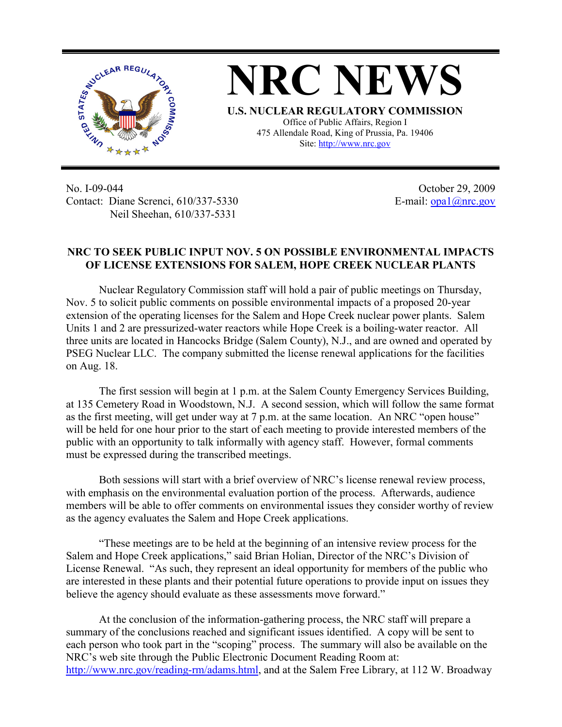# NRC NEWS

**U.S. NUCLEAR REGULATORY COMMISSION**

Office of Public Affairs, Region I
475 Allendale Road, King of Prussia, Pa. 19406
Site: http://www.nrc.gov

No. I-09-044
Contact: Diane Screnci, 610/337-5330
Neil Sheehan, 610/337-5331

October 29, 2009
E-mail: opa1@nrc.gov

**NRC TO SEEK PUBLIC INPUT NOV. 5 ON POSSIBLE ENVIRONMENTAL IMPACTS OF LICENSE EXTENSIONS FOR SALEM, HOPE CREEK NUCLEAR PLANTS**

Nuclear Regulatory Commission staff will hold a pair of public meetings on Thursday, Nov. 5 to solicit public comments on possible environmental impacts of a proposed 20-year extension of the operating licenses for the Salem and Hope Creek nuclear power plants. Salem Units 1 and 2 are pressurized-water reactors while Hope Creek is a boiling-water reactor. All three units are located in Hancocks Bridge (Salem County), N.J., and are owned and operated by PSEG Nuclear LLC. The company submitted the license renewal applications for the facilities on Aug. 18.

The first session will begin at 1 p.m. at the Salem County Emergency Services Building, at 135 Cemetery Road in Woodstown, N.J. A second session, which will follow the same format as the first meeting, will get under way at 7 p.m. at the same location. An NRC "open house" will be held for one hour prior to the start of each meeting to provide interested members of the public with an opportunity to talk informally with agency staff. However, formal comments must be expressed during the transcribed meetings.

Both sessions will start with a brief overview of NRC's license renewal review process, with emphasis on the environmental evaluation portion of the process. Afterwards, audience members will be able to offer comments on environmental issues they consider worthy of review as the agency evaluates the Salem and Hope Creek applications.

"These meetings are to be held at the beginning of an intensive review process for the Salem and Hope Creek applications," said Brian Holian, Director of the NRC's Division of License Renewal. "As such, they represent an ideal opportunity for members of the public who are interested in these plants and their potential future operations to provide input on issues they believe the agency should evaluate as these assessments move forward."

At the conclusion of the information-gathering process, the NRC staff will prepare a summary of the conclusions reached and significant issues identified. A copy will be sent to each person who took part in the "scoping" process. The summary will also be available on the NRC's web site through the Public Electronic Document Reading Room at: http://www.nrc.gov/reading-rm/adams.html, and at the Salem Free Library, at 112 W. Broadway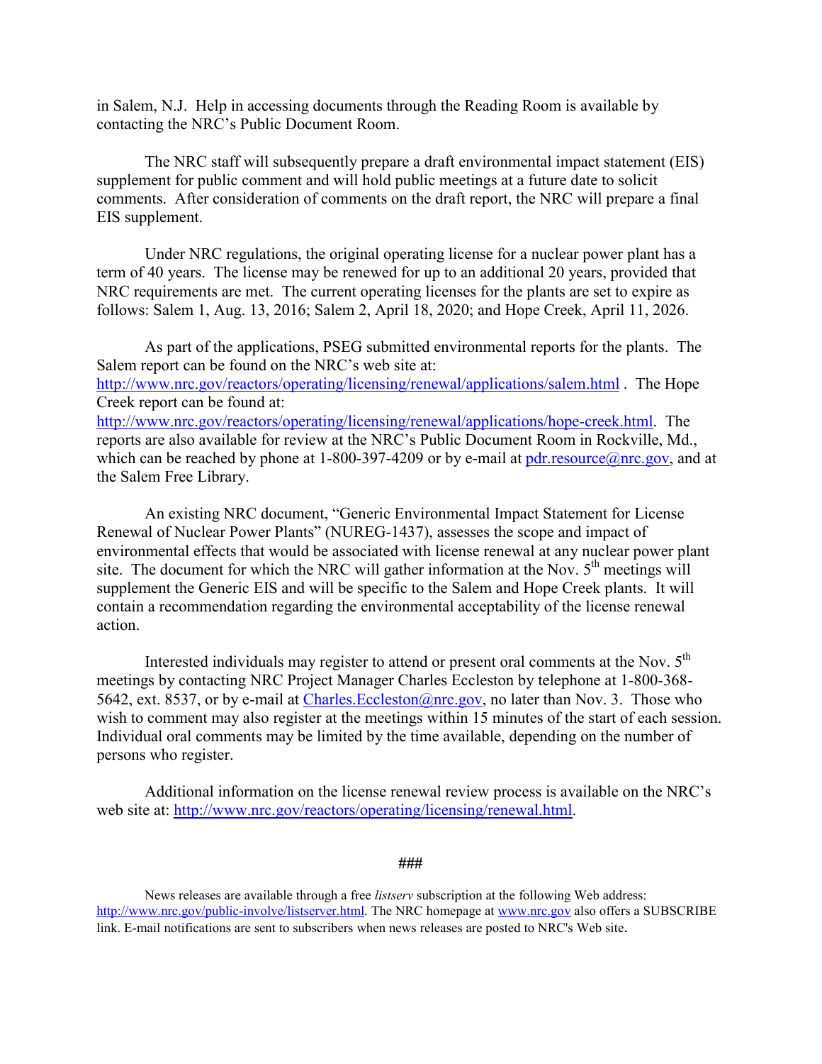in Salem, N.J. Help in accessing documents through the Reading Room is available by contacting the NRC's Public Document Room.

The NRC staff will subsequently prepare a draft environmental impact statement (EIS) supplement for public comment and will hold public meetings at a future date to solicit comments. After consideration of comments on the draft report, the NRC will prepare a final EIS supplement.

Under NRC regulations, the original operating license for a nuclear power plant has a term of 40 years. The license may be renewed for up to an additional 20 years, provided that NRC requirements are met. The current operating licenses for the plants are set to expire as follows: Salem 1, Aug. 13, 2016; Salem 2, April 18, 2020; and Hope Creek, April 11, 2026.

As part of the applications, PSEG submitted environmental reports for the plants. The Salem report can be found on the NRC's web site at: http://www.nrc.gov/reactors/operating/licensing/renewal/applications/salem.html . The Hope Creek report can be found at: http://www.nrc.gov/reactors/operating/licensing/renewal/applications/hope-creek.html. The reports are also available for review at the NRC's Public Document Room in Rockville, Md., which can be reached by phone at 1-800-397-4209 or by e-mail at pdr.resource@nrc.gov, and at the Salem Free Library.

An existing NRC document, "Generic Environmental Impact Statement for License Renewal of Nuclear Power Plants" (NUREG-1437), assesses the scope and impact of environmental effects that would be associated with license renewal at any nuclear power plant site. The document for which the NRC will gather information at the Nov. 5th meetings will supplement the Generic EIS and will be specific to the Salem and Hope Creek plants. It will contain a recommendation regarding the environmental acceptability of the license renewal action.

Interested individuals may register to attend or present oral comments at the Nov. 5th meetings by contacting NRC Project Manager Charles Eccleston by telephone at 1-800-368-5642, ext. 8537, or by e-mail at Charles.Eccleston@nrc.gov, no later than Nov. 3. Those who wish to comment may also register at the meetings within 15 minutes of the start of each session. Individual oral comments may be limited by the time available, depending on the number of persons who register.

Additional information on the license renewal review process is available on the NRC's web site at: http://www.nrc.gov/reactors/operating/licensing/renewal.html.

###

News releases are available through a free *listserv* subscription at the following Web address: http://www.nrc.gov/public-involve/listserver.html. The NRC homepage at www.nrc.gov also offers a SUBSCRIBE link. E-mail notifications are sent to subscribers when news releases are posted to NRC's Web site.